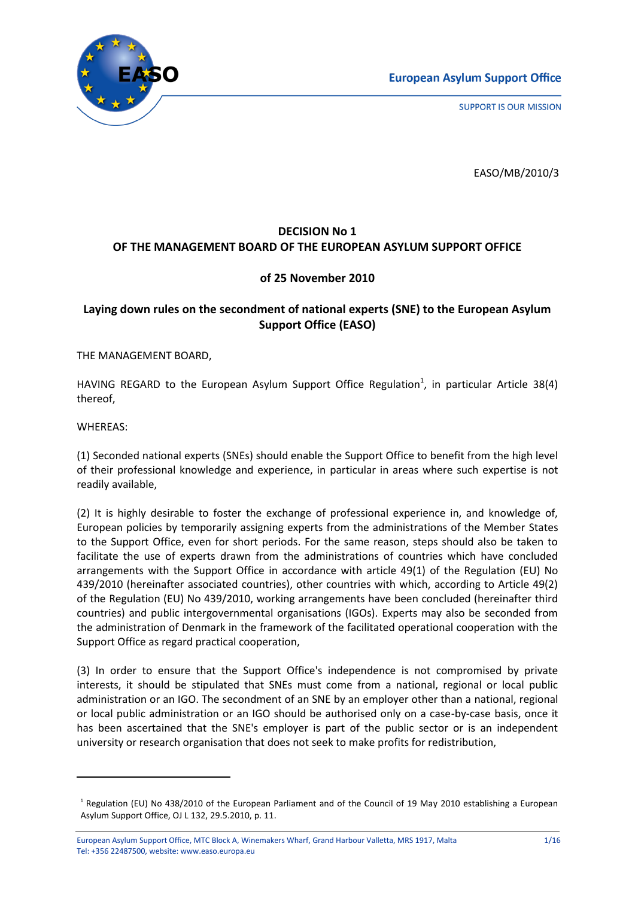EASO/MB/2010/3

**DECISION No 1**
**OF THE MANAGEMENT BOARD OF THE EUROPEAN ASYLUM SUPPORT OFFICE**

**of 25 November 2010**

**Laying down rules on the secondment of national experts (SNE) to the European Asylum Support Office (EASO)**

THE MANAGEMENT BOARD,

HAVING REGARD to the European Asylum Support Office Regulation[1], in particular Article 38(4) thereof,

WHEREAS:

(1) Seconded national experts (SNEs) should enable the Support Office to benefit from the high level of their professional knowledge and experience, in particular in areas where such expertise is not readily available,

(2) It is highly desirable to foster the exchange of professional experience in, and knowledge of, European policies by temporarily assigning experts from the administrations of the Member States to the Support Office, even for short periods. For the same reason, steps should also be taken to facilitate the use of experts drawn from the administrations of countries which have concluded arrangements with the Support Office in accordance with article 49(1) of the Regulation (EU) No 439/2010 (hereinafter associated countries), other countries with which, according to Article 49(2) of the Regulation (EU) No 439/2010, working arrangements have been concluded (hereinafter third countries) and public intergovernmental organisations (IGOs). Experts may also be seconded from the administration of Denmark in the framework of the facilitated operational cooperation with the Support Office as regard practical cooperation,

(3) In order to ensure that the Support Office's independence is not compromised by private interests, it should be stipulated that SNEs must come from a national, regional or local public administration or an IGO. The secondment of an SNE by an employer other than a national, regional or local public administration or an IGO should be authorised only on a case-by-case basis, once it has been ascertained that the SNE's employer is part of the public sector or is an independent university or research organisation that does not seek to make profits for redistribution,

[1] Regulation (EU) No 438/2010 of the European Parliament and of the Council of 19 May 2010 establishing a European Asylum Support Office, OJ L 132, 29.5.2010, p. 11.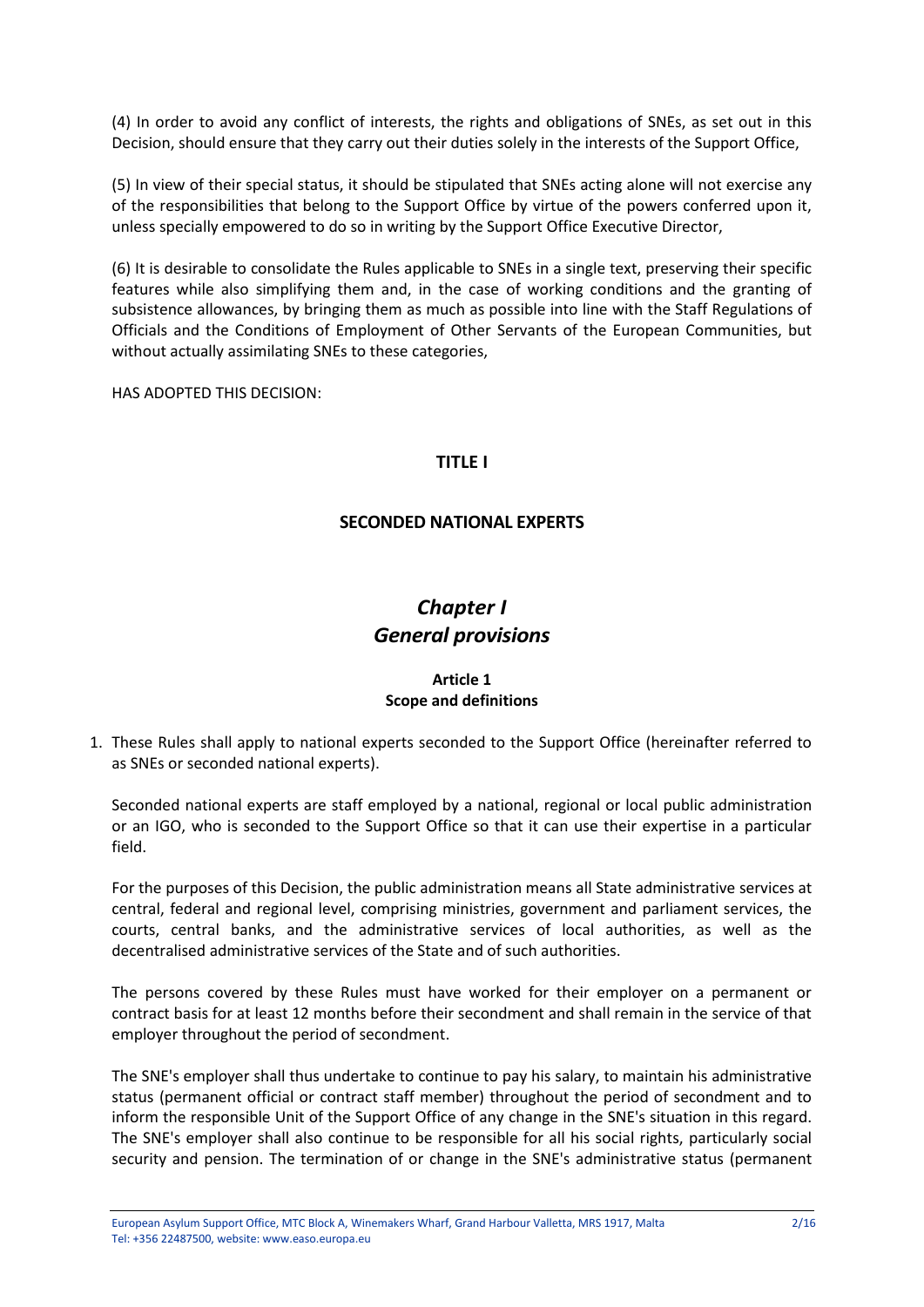(4) In order to avoid any conflict of interests, the rights and obligations of SNEs, as set out in this Decision, should ensure that they carry out their duties solely in the interests of the Support Office,

(5) In view of their special status, it should be stipulated that SNEs acting alone will not exercise any of the responsibilities that belong to the Support Office by virtue of the powers conferred upon it, unless specially empowered to do so in writing by the Support Office Executive Director,

(6) It is desirable to consolidate the Rules applicable to SNEs in a single text, preserving their specific features while also simplifying them and, in the case of working conditions and the granting of subsistence allowances, by bringing them as much as possible into line with the Staff Regulations of Officials and the Conditions of Employment of Other Servants of the European Communities, but without actually assimilating SNEs to these categories,

HAS ADOPTED THIS DECISION:

# TITLE I

# SECONDED NATIONAL EXPERTS

## *Chapter I*
## *General provisions*

### Article 1
### Scope and definitions

1. These Rules shall apply to national experts seconded to the Support Office (hereinafter referred to as SNEs or seconded national experts).

   Seconded national experts are staff employed by a national, regional or local public administration or an IGO, who is seconded to the Support Office so that it can use their expertise in a particular field.

   For the purposes of this Decision, the public administration means all State administrative services at central, federal and regional level, comprising ministries, government and parliament services, the courts, central banks, and the administrative services of local authorities, as well as the decentralised administrative services of the State and of such authorities.

   The persons covered by these Rules must have worked for their employer on a permanent or contract basis for at least 12 months before their secondment and shall remain in the service of that employer throughout the period of secondment.

   The SNE's employer shall thus undertake to continue to pay his salary, to maintain his administrative status (permanent official or contract staff member) throughout the period of secondment and to inform the responsible Unit of the Support Office of any change in the SNE's situation in this regard. The SNE's employer shall also continue to be responsible for all his social rights, particularly social security and pension. The termination of or change in the SNE's administrative status (permanent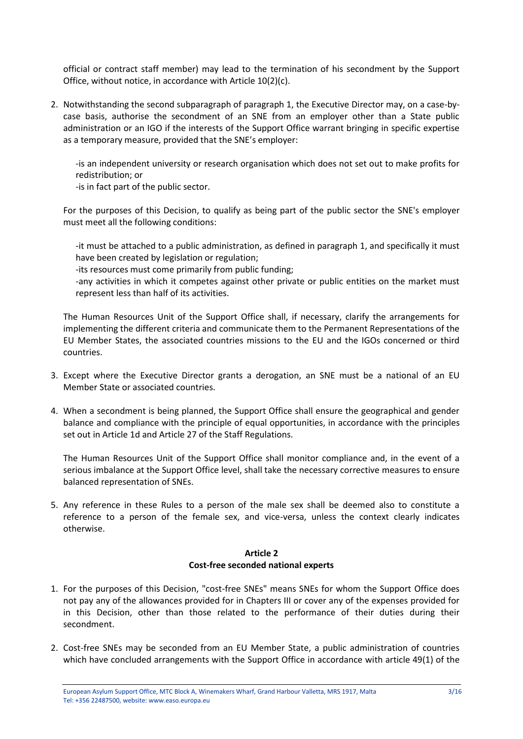official or contract staff member) may lead to the termination of his secondment by the Support Office, without notice, in accordance with Article 10(2)(c).

2. Notwithstanding the second subparagraph of paragraph 1, the Executive Director may, on a case-by-case basis, authorise the secondment of an SNE from an employer other than a State public administration or an IGO if the interests of the Support Office warrant bringing in specific expertise as a temporary measure, provided that the SNE's employer:

   -is an independent university or research organisation which does not set out to make profits for redistribution; or
   -is in fact part of the public sector.

   For the purposes of this Decision, to qualify as being part of the public sector the SNE's employer must meet all the following conditions:

   -it must be attached to a public administration, as defined in paragraph 1, and specifically it must have been created by legislation or regulation;
   -its resources must come primarily from public funding;
   -any activities in which it competes against other private or public entities on the market must represent less than half of its activities.

   The Human Resources Unit of the Support Office shall, if necessary, clarify the arrangements for implementing the different criteria and communicate them to the Permanent Representations of the EU Member States, the associated countries missions to the EU and the IGOs concerned or third countries.

3. Except where the Executive Director grants a derogation, an SNE must be a national of an EU Member State or associated countries.

4. When a secondment is being planned, the Support Office shall ensure the geographical and gender balance and compliance with the principle of equal opportunities, in accordance with the principles set out in Article 1d and Article 27 of the Staff Regulations.

   The Human Resources Unit of the Support Office shall monitor compliance and, in the event of a serious imbalance at the Support Office level, shall take the necessary corrective measures to ensure balanced representation of SNEs.

5. Any reference in these Rules to a person of the male sex shall be deemed also to constitute a reference to a person of the female sex, and vice-versa, unless the context clearly indicates otherwise.

## Article 2
## Cost-free seconded national experts

1. For the purposes of this Decision, "cost-free SNEs" means SNEs for whom the Support Office does not pay any of the allowances provided for in Chapters III or cover any of the expenses provided for in this Decision, other than those related to the performance of their duties during their secondment.

2. Cost-free SNEs may be seconded from an EU Member State, a public administration of countries which have concluded arrangements with the Support Office in accordance with article 49(1) of the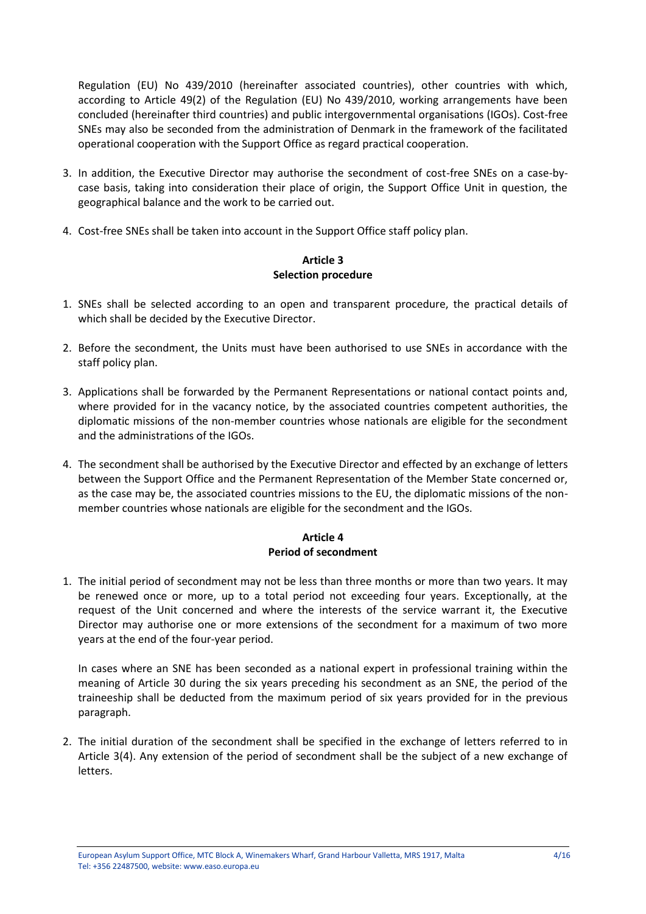Regulation (EU) No 439/2010 (hereinafter associated countries), other countries with which, according to Article 49(2) of the Regulation (EU) No 439/2010, working arrangements have been concluded (hereinafter third countries) and public intergovernmental organisations (IGOs). Cost-free SNEs may also be seconded from the administration of Denmark in the framework of the facilitated operational cooperation with the Support Office as regard practical cooperation.

3. In addition, the Executive Director may authorise the secondment of cost-free SNEs on a case-by-case basis, taking into consideration their place of origin, the Support Office Unit in question, the geographical balance and the work to be carried out.

4. Cost-free SNEs shall be taken into account in the Support Office staff policy plan.

## Article 3
## Selection procedure

1. SNEs shall be selected according to an open and transparent procedure, the practical details of which shall be decided by the Executive Director.

2. Before the secondment, the Units must have been authorised to use SNEs in accordance with the staff policy plan.

3. Applications shall be forwarded by the Permanent Representations or national contact points and, where provided for in the vacancy notice, by the associated countries competent authorities, the diplomatic missions of the non-member countries whose nationals are eligible for the secondment and the administrations of the IGOs.

4. The secondment shall be authorised by the Executive Director and effected by an exchange of letters between the Support Office and the Permanent Representation of the Member State concerned or, as the case may be, the associated countries missions to the EU, the diplomatic missions of the non-member countries whose nationals are eligible for the secondment and the IGOs.

## Article 4
## Period of secondment

1. The initial period of secondment may not be less than three months or more than two years. It may be renewed once or more, up to a total period not exceeding four years. Exceptionally, at the request of the Unit concerned and where the interests of the service warrant it, the Executive Director may authorise one or more extensions of the secondment for a maximum of two more years at the end of the four-year period.

   In cases where an SNE has been seconded as a national expert in professional training within the meaning of Article 30 during the six years preceding his secondment as an SNE, the period of the traineeship shall be deducted from the maximum period of six years provided for in the previous paragraph.

2. The initial duration of the secondment shall be specified in the exchange of letters referred to in Article 3(4). Any extension of the period of secondment shall be the subject of a new exchange of letters.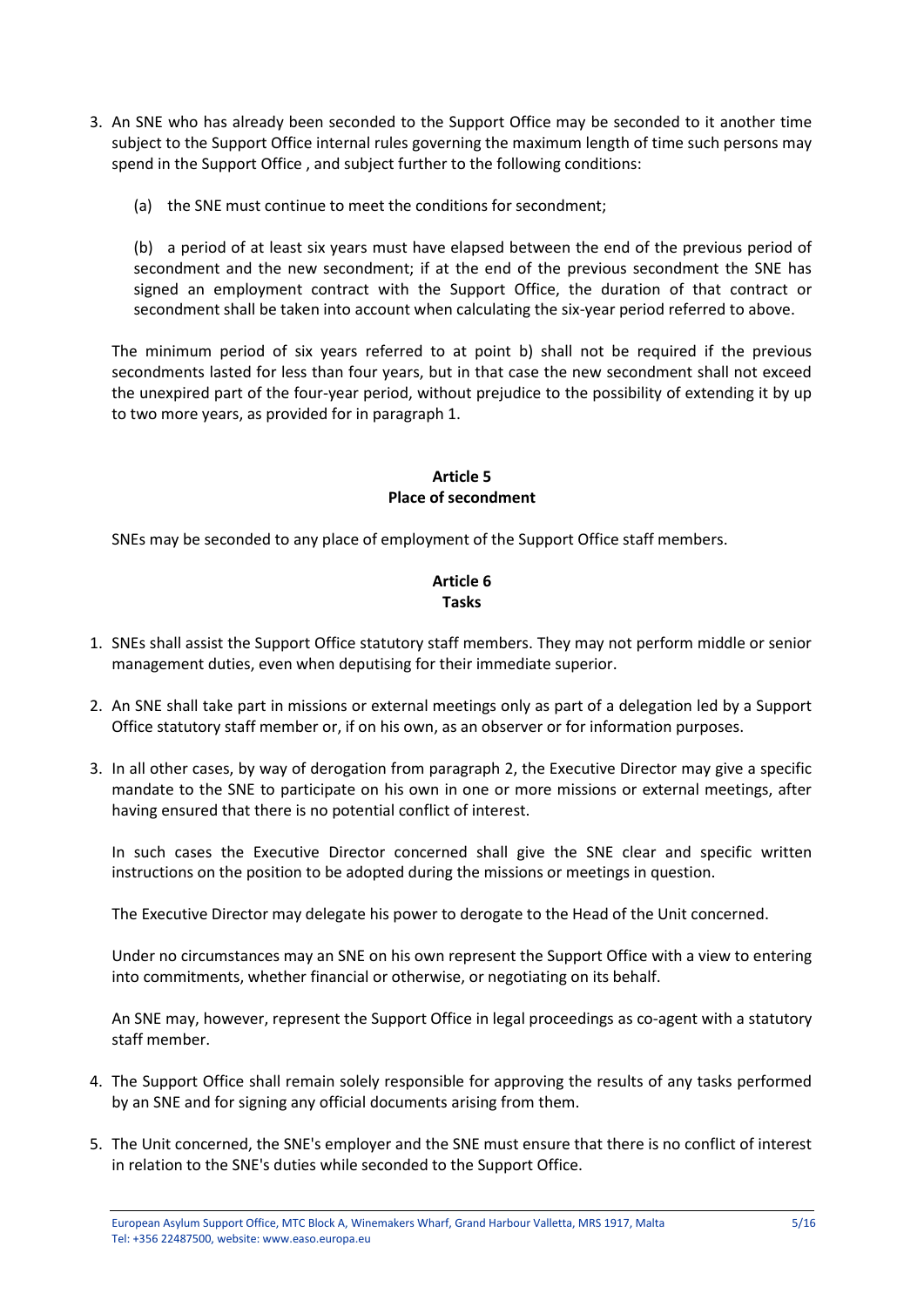3. An SNE who has already been seconded to the Support Office may be seconded to it another time subject to the Support Office internal rules governing the maximum length of time such persons may spend in the Support Office , and subject further to the following conditions:

   (a) the SNE must continue to meet the conditions for secondment;

   (b) a period of at least six years must have elapsed between the end of the previous period of secondment and the new secondment; if at the end of the previous secondment the SNE has signed an employment contract with the Support Office, the duration of that contract or secondment shall be taken into account when calculating the six-year period referred to above.

   The minimum period of six years referred to at point b) shall not be required if the previous secondments lasted for less than four years, but in that case the new secondment shall not exceed the unexpired part of the four-year period, without prejudice to the possibility of extending it by up to two more years, as provided for in paragraph 1.

**Article 5**
**Place of secondment**

SNEs may be seconded to any place of employment of the Support Office staff members.

**Article 6**
**Tasks**

1. SNEs shall assist the Support Office statutory staff members. They may not perform middle or senior management duties, even when deputising for their immediate superior.

2. An SNE shall take part in missions or external meetings only as part of a delegation led by a Support Office statutory staff member or, if on his own, as an observer or for information purposes.

3. In all other cases, by way of derogation from paragraph 2, the Executive Director may give a specific mandate to the SNE to participate on his own in one or more missions or external meetings, after having ensured that there is no potential conflict of interest.

   In such cases the Executive Director concerned shall give the SNE clear and specific written instructions on the position to be adopted during the missions or meetings in question.

   The Executive Director may delegate his power to derogate to the Head of the Unit concerned.

   Under no circumstances may an SNE on his own represent the Support Office with a view to entering into commitments, whether financial or otherwise, or negotiating on its behalf.

   An SNE may, however, represent the Support Office in legal proceedings as co-agent with a statutory staff member.

4. The Support Office shall remain solely responsible for approving the results of any tasks performed by an SNE and for signing any official documents arising from them.

5. The Unit concerned, the SNE's employer and the SNE must ensure that there is no conflict of interest in relation to the SNE's duties while seconded to the Support Office.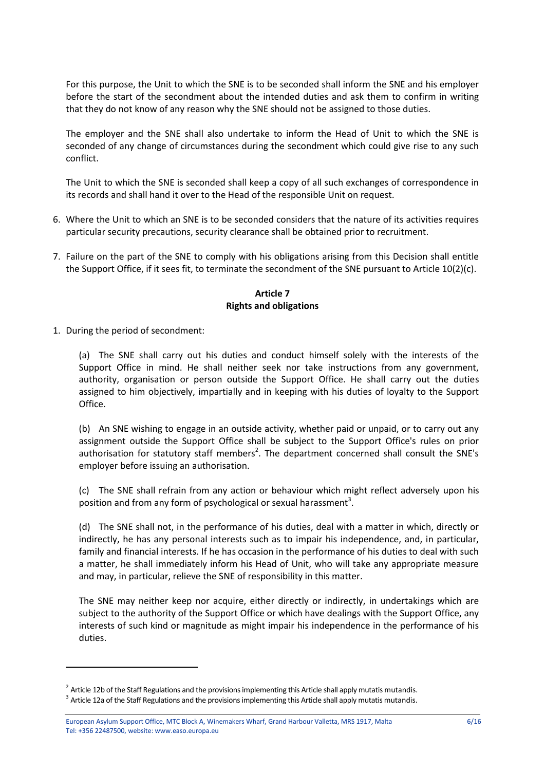For this purpose, the Unit to which the SNE is to be seconded shall inform the SNE and his employer before the start of the secondment about the intended duties and ask them to confirm in writing that they do not know of any reason why the SNE should not be assigned to those duties.

The employer and the SNE shall also undertake to inform the Head of Unit to which the SNE is seconded of any change of circumstances during the secondment which could give rise to any such conflict.

The Unit to which the SNE is seconded shall keep a copy of all such exchanges of correspondence in its records and shall hand it over to the Head of the responsible Unit on request.

6. Where the Unit to which an SNE is to be seconded considers that the nature of its activities requires particular security precautions, security clearance shall be obtained prior to recruitment.

7. Failure on the part of the SNE to comply with his obligations arising from this Decision shall entitle the Support Office, if it sees fit, to terminate the secondment of the SNE pursuant to Article 10(2)(c).

### Article 7
### Rights and obligations

1. During the period of secondment:

   (a) The SNE shall carry out his duties and conduct himself solely with the interests of the Support Office in mind. He shall neither seek nor take instructions from any government, authority, organisation or person outside the Support Office. He shall carry out the duties assigned to him objectively, impartially and in keeping with his duties of loyalty to the Support Office.

   (b) An SNE wishing to engage in an outside activity, whether paid or unpaid, or to carry out any assignment outside the Support Office shall be subject to the Support Office's rules on prior authorisation for statutory staff members[2]. The department concerned shall consult the SNE's employer before issuing an authorisation.

   (c) The SNE shall refrain from any action or behaviour which might reflect adversely upon his position and from any form of psychological or sexual harassment[3].

   (d) The SNE shall not, in the performance of his duties, deal with a matter in which, directly or indirectly, he has any personal interests such as to impair his independence, and, in particular, family and financial interests. If he has occasion in the performance of his duties to deal with such a matter, he shall immediately inform his Head of Unit, who will take any appropriate measure and may, in particular, relieve the SNE of responsibility in this matter.

   The SNE may neither keep nor acquire, either directly or indirectly, in undertakings which are subject to the authority of the Support Office or which have dealings with the Support Office, any interests of such kind or magnitude as might impair his independence in the performance of his duties.

---

[2] Article 12b of the Staff Regulations and the provisions implementing this Article shall apply mutatis mutandis.

[3] Article 12a of the Staff Regulations and the provisions implementing this Article shall apply mutatis mutandis.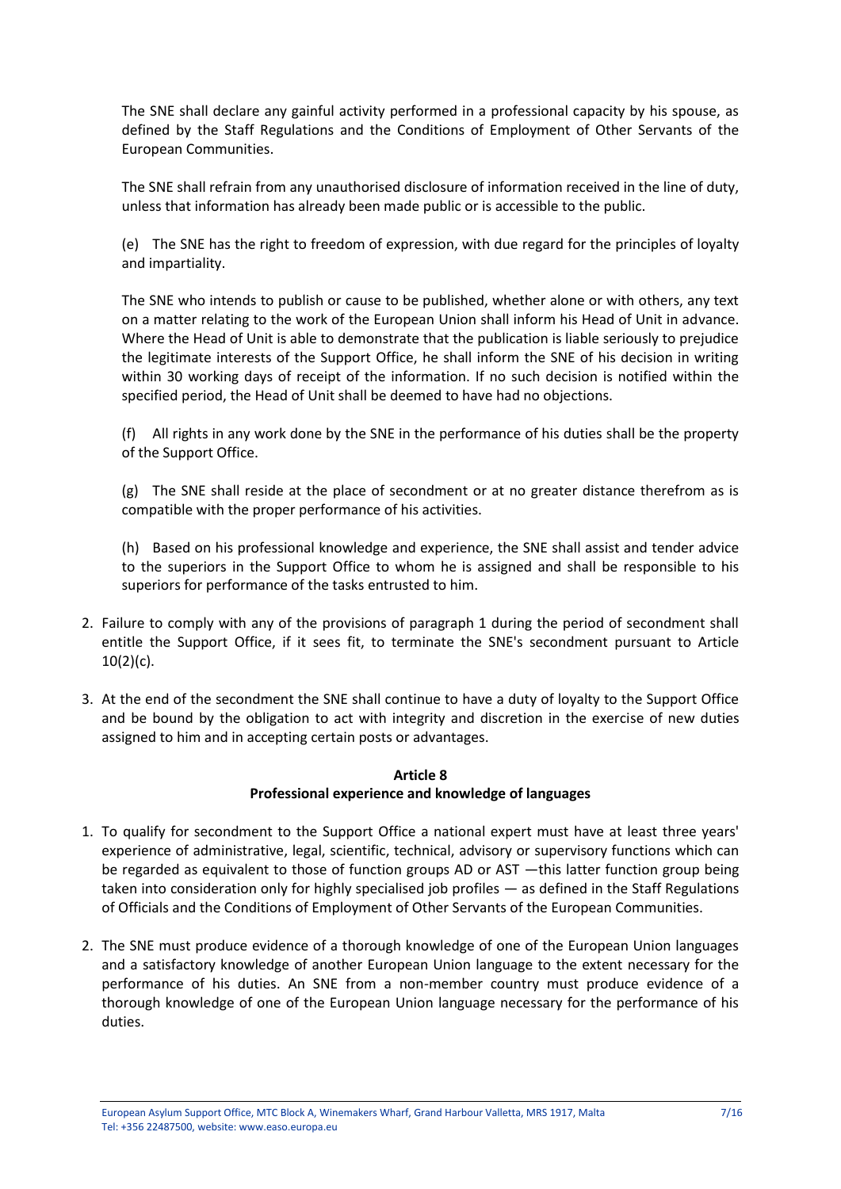The SNE shall declare any gainful activity performed in a professional capacity by his spouse, as defined by the Staff Regulations and the Conditions of Employment of Other Servants of the European Communities.

The SNE shall refrain from any unauthorised disclosure of information received in the line of duty, unless that information has already been made public or is accessible to the public.

(e) The SNE has the right to freedom of expression, with due regard for the principles of loyalty and impartiality.

The SNE who intends to publish or cause to be published, whether alone or with others, any text on a matter relating to the work of the European Union shall inform his Head of Unit in advance. Where the Head of Unit is able to demonstrate that the publication is liable seriously to prejudice the legitimate interests of the Support Office, he shall inform the SNE of his decision in writing within 30 working days of receipt of the information. If no such decision is notified within the specified period, the Head of Unit shall be deemed to have had no objections.

(f) All rights in any work done by the SNE in the performance of his duties shall be the property of the Support Office.

(g) The SNE shall reside at the place of secondment or at no greater distance therefrom as is compatible with the proper performance of his activities.

(h) Based on his professional knowledge and experience, the SNE shall assist and tender advice to the superiors in the Support Office to whom he is assigned and shall be responsible to his superiors for performance of the tasks entrusted to him.

2. Failure to comply with any of the provisions of paragraph 1 during the period of secondment shall entitle the Support Office, if it sees fit, to terminate the SNE's secondment pursuant to Article 10(2)(c).
3. At the end of the secondment the SNE shall continue to have a duty of loyalty to the Support Office and be bound by the obligation to act with integrity and discretion in the exercise of new duties assigned to him and in accepting certain posts or advantages.

**Article 8**
**Professional experience and knowledge of languages**

1. To qualify for secondment to the Support Office a national expert must have at least three years' experience of administrative, legal, scientific, technical, advisory or supervisory functions which can be regarded as equivalent to those of function groups AD or AST —this latter function group being taken into consideration only for highly specialised job profiles — as defined in the Staff Regulations of Officials and the Conditions of Employment of Other Servants of the European Communities.
2. The SNE must produce evidence of a thorough knowledge of one of the European Union languages and a satisfactory knowledge of another European Union language to the extent necessary for the performance of his duties. An SNE from a non-member country must produce evidence of a thorough knowledge of one of the European Union language necessary for the performance of his duties.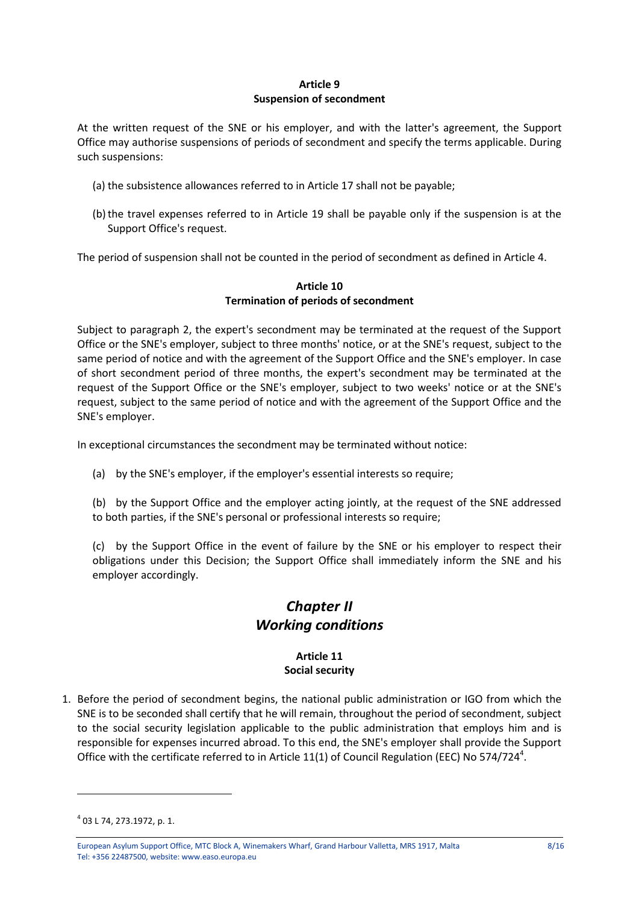**Article 9**
**Suspension of secondment**

At the written request of the SNE or his employer, and with the latter's agreement, the Support Office may authorise suspensions of periods of secondment and specify the terms applicable. During such suspensions:

(a) the subsistence allowances referred to in Article 17 shall not be payable;

(b) the travel expenses referred to in Article 19 shall be payable only if the suspension is at the Support Office's request.

The period of suspension shall not be counted in the period of secondment as defined in Article 4.

**Article 10**
**Termination of periods of secondment**

Subject to paragraph 2, the expert's secondment may be terminated at the request of the Support Office or the SNE's employer, subject to three months' notice, or at the SNE's request, subject to the same period of notice and with the agreement of the Support Office and the SNE's employer. In case of short secondment period of three months, the expert's secondment may be terminated at the request of the Support Office or the SNE's employer, subject to two weeks' notice or at the SNE's request, subject to the same period of notice and with the agreement of the Support Office and the SNE's employer.

In exceptional circumstances the secondment may be terminated without notice:

(a) by the SNE's employer, if the employer's essential interests so require;

(b) by the Support Office and the employer acting jointly, at the request of the SNE addressed to both parties, if the SNE's personal or professional interests so require;

(c) by the Support Office in the event of failure by the SNE or his employer to respect their obligations under this Decision; the Support Office shall immediately inform the SNE and his employer accordingly.

## *Chapter II*
## *Working conditions*

**Article 11**
**Social security**

1. Before the period of secondment begins, the national public administration or IGO from which the SNE is to be seconded shall certify that he will remain, throughout the period of secondment, subject to the social security legislation applicable to the public administration that employs him and is responsible for expenses incurred abroad. To this end, the SNE's employer shall provide the Support Office with the certificate referred to in Article 11(1) of Council Regulation (EEC) No 574/724[4].

---

[4] 03 L 74, 273.1972, p. 1.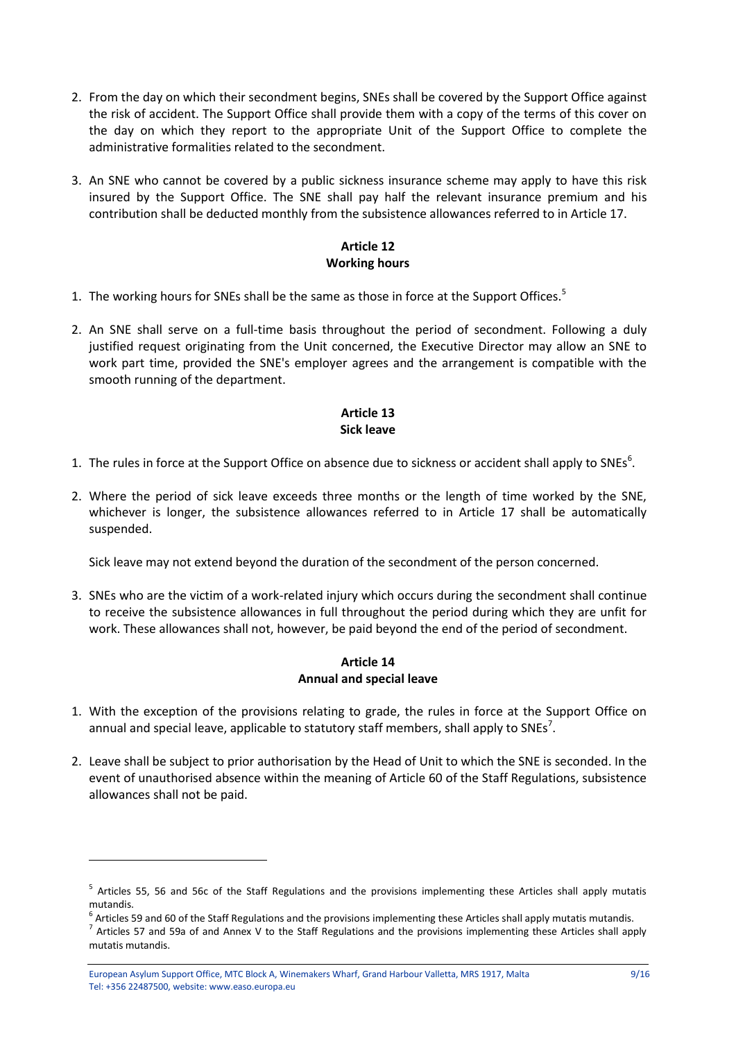2. From the day on which their secondment begins, SNEs shall be covered by the Support Office against the risk of accident. The Support Office shall provide them with a copy of the terms of this cover on the day on which they report to the appropriate Unit of the Support Office to complete the administrative formalities related to the secondment.

3. An SNE who cannot be covered by a public sickness insurance scheme may apply to have this risk insured by the Support Office. The SNE shall pay half the relevant insurance premium and his contribution shall be deducted monthly from the subsistence allowances referred to in Article 17.

### Article 12
### Working hours

1. The working hours for SNEs shall be the same as those in force at the Support Offices.[5]

2. An SNE shall serve on a full-time basis throughout the period of secondment. Following a duly justified request originating from the Unit concerned, the Executive Director may allow an SNE to work part time, provided the SNE's employer agrees and the arrangement is compatible with the smooth running of the department.

### Article 13
### Sick leave

1. The rules in force at the Support Office on absence due to sickness or accident shall apply to SNEs[6].

2. Where the period of sick leave exceeds three months or the length of time worked by the SNE, whichever is longer, the subsistence allowances referred to in Article 17 shall be automatically suspended.

   Sick leave may not extend beyond the duration of the secondment of the person concerned.

3. SNEs who are the victim of a work-related injury which occurs during the secondment shall continue to receive the subsistence allowances in full throughout the period during which they are unfit for work. These allowances shall not, however, be paid beyond the end of the period of secondment.

### Article 14
### Annual and special leave

1. With the exception of the provisions relating to grade, the rules in force at the Support Office on annual and special leave, applicable to statutory staff members, shall apply to SNEs[7].

2. Leave shall be subject to prior authorisation by the Head of Unit to which the SNE is seconded. In the event of unauthorised absence within the meaning of Article 60 of the Staff Regulations, subsistence allowances shall not be paid.

---

[5] Articles 55, 56 and 56c of the Staff Regulations and the provisions implementing these Articles shall apply mutatis mutandis.

[6] Articles 59 and 60 of the Staff Regulations and the provisions implementing these Articles shall apply mutatis mutandis.

[7] Articles 57 and 59a of and Annex V to the Staff Regulations and the provisions implementing these Articles shall apply mutatis mutandis.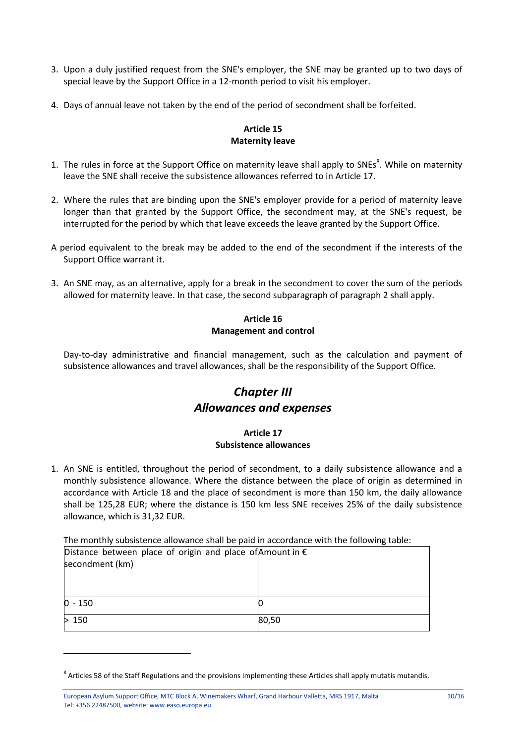3. Upon a duly justified request from the SNE's employer, the SNE may be granted up to two days of special leave by the Support Office in a 12-month period to visit his employer.

4. Days of annual leave not taken by the end of the period of secondment shall be forfeited.

**Article 15**
**Maternity leave**

1. The rules in force at the Support Office on maternity leave shall apply to SNEs[8]. While on maternity leave the SNE shall receive the subsistence allowances referred to in Article 17.

2. Where the rules that are binding upon the SNE's employer provide for a period of maternity leave longer than that granted by the Support Office, the secondment may, at the SNE's request, be interrupted for the period by which that leave exceeds the leave granted by the Support Office.

A period equivalent to the break may be added to the end of the secondment if the interests of the Support Office warrant it.

3. An SNE may, as an alternative, apply for a break in the secondment to cover the sum of the periods allowed for maternity leave. In that case, the second subparagraph of paragraph 2 shall apply.

**Article 16**
**Management and control**

Day-to-day administrative and financial management, such as the calculation and payment of subsistence allowances and travel allowances, shall be the responsibility of the Support Office.

## *Chapter III*
## *Allowances and expenses*

**Article 17**
**Subsistence allowances**

1. An SNE is entitled, throughout the period of secondment, to a daily subsistence allowance and a monthly subsistence allowance. Where the distance between the place of origin as determined in accordance with Article 18 and the place of secondment is more than 150 km, the daily allowance shall be 125,28 EUR; where the distance is 150 km less SNE receives 25% of the daily subsistence allowance, which is 31,32 EUR.

The monthly subsistence allowance shall be paid in accordance with the following table:

| Distance between place of origin and place of secondment (km) | Amount in € |
|---|---|
| 0 - 150 | 0 |
| > 150 | 80,50 |

[8] Articles 58 of the Staff Regulations and the provisions implementing these Articles shall apply mutatis mutandis.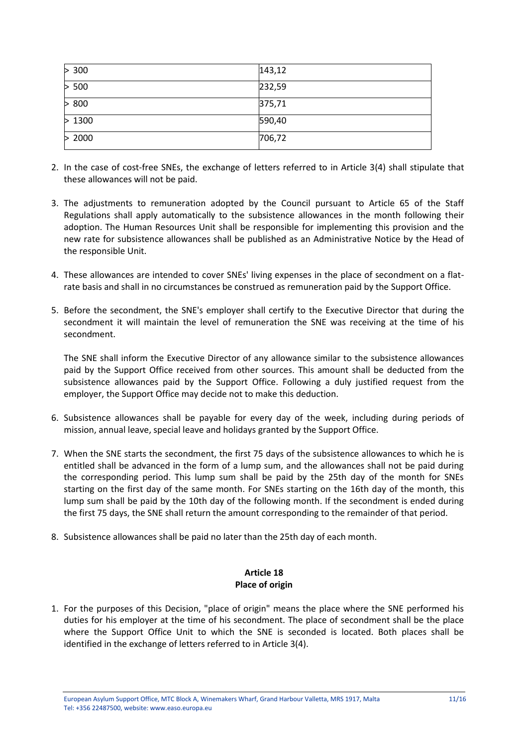| | |
|---|---|
| > 300 | 143,12 |
| > 500 | 232,59 |
| > 800 | 375,71 |
| > 1300 | 590,40 |
| > 2000 | 706,72 |

2. In the case of cost-free SNEs, the exchange of letters referred to in Article 3(4) shall stipulate that these allowances will not be paid.

3. The adjustments to remuneration adopted by the Council pursuant to Article 65 of the Staff Regulations shall apply automatically to the subsistence allowances in the month following their adoption. The Human Resources Unit shall be responsible for implementing this provision and the new rate for subsistence allowances shall be published as an Administrative Notice by the Head of the responsible Unit.

4. These allowances are intended to cover SNEs' living expenses in the place of secondment on a flat-rate basis and shall in no circumstances be construed as remuneration paid by the Support Office.

5. Before the secondment, the SNE's employer shall certify to the Executive Director that during the secondment it will maintain the level of remuneration the SNE was receiving at the time of his secondment.

   The SNE shall inform the Executive Director of any allowance similar to the subsistence allowances paid by the Support Office received from other sources. This amount shall be deducted from the subsistence allowances paid by the Support Office. Following a duly justified request from the employer, the Support Office may decide not to make this deduction.

6. Subsistence allowances shall be payable for every day of the week, including during periods of mission, annual leave, special leave and holidays granted by the Support Office.

7. When the SNE starts the secondment, the first 75 days of the subsistence allowances to which he is entitled shall be advanced in the form of a lump sum, and the allowances shall not be paid during the corresponding period. This lump sum shall be paid by the 25th day of the month for SNEs starting on the first day of the same month. For SNEs starting on the 16th day of the month, this lump sum shall be paid by the 10th day of the following month. If the secondment is ended during the first 75 days, the SNE shall return the amount corresponding to the remainder of that period.

8. Subsistence allowances shall be paid no later than the 25th day of each month.

**Article 18**
**Place of origin**

1. For the purposes of this Decision, "place of origin" means the place where the SNE performed his duties for his employer at the time of his secondment. The place of secondment shall be the place where the Support Office Unit to which the SNE is seconded is located. Both places shall be identified in the exchange of letters referred to in Article 3(4).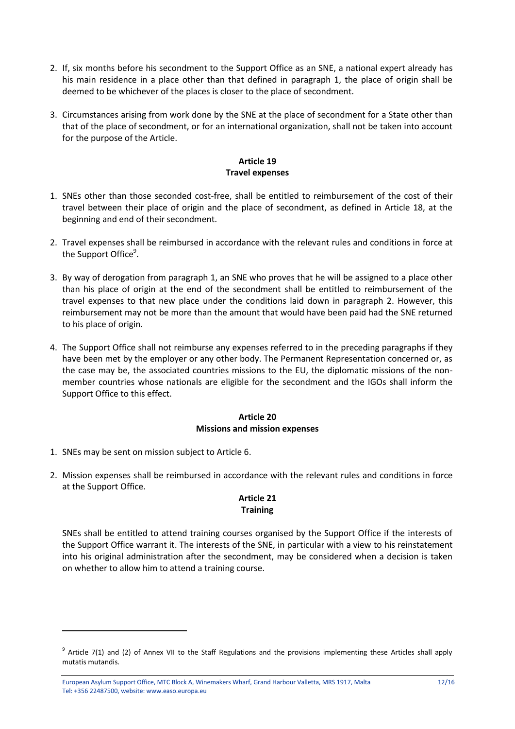2. If, six months before his secondment to the Support Office as an SNE, a national expert already has his main residence in a place other than that defined in paragraph 1, the place of origin shall be deemed to be whichever of the places is closer to the place of secondment.

3. Circumstances arising from work done by the SNE at the place of secondment for a State other than that of the place of secondment, or for an international organization, shall not be taken into account for the purpose of the Article.

**Article 19**
**Travel expenses**

1. SNEs other than those seconded cost-free, shall be entitled to reimbursement of the cost of their travel between their place of origin and the place of secondment, as defined in Article 18, at the beginning and end of their secondment.

2. Travel expenses shall be reimbursed in accordance with the relevant rules and conditions in force at the Support Office[9].

3. By way of derogation from paragraph 1, an SNE who proves that he will be assigned to a place other than his place of origin at the end of the secondment shall be entitled to reimbursement of the travel expenses to that new place under the conditions laid down in paragraph 2. However, this reimbursement may not be more than the amount that would have been paid had the SNE returned to his place of origin.

4. The Support Office shall not reimburse any expenses referred to in the preceding paragraphs if they have been met by the employer or any other body. The Permanent Representation concerned or, as the case may be, the associated countries missions to the EU, the diplomatic missions of the non-member countries whose nationals are eligible for the secondment and the IGOs shall inform the Support Office to this effect.

**Article 20**
**Missions and mission expenses**

1. SNEs may be sent on mission subject to Article 6.

2. Mission expenses shall be reimbursed in accordance with the relevant rules and conditions in force at the Support Office.

**Article 21**
**Training**

SNEs shall be entitled to attend training courses organised by the Support Office if the interests of the Support Office warrant it. The interests of the SNE, in particular with a view to his reinstatement into his original administration after the secondment, may be considered when a decision is taken on whether to allow him to attend a training course.

---

[9] Article 7(1) and (2) of Annex VII to the Staff Regulations and the provisions implementing these Articles shall apply mutatis mutandis.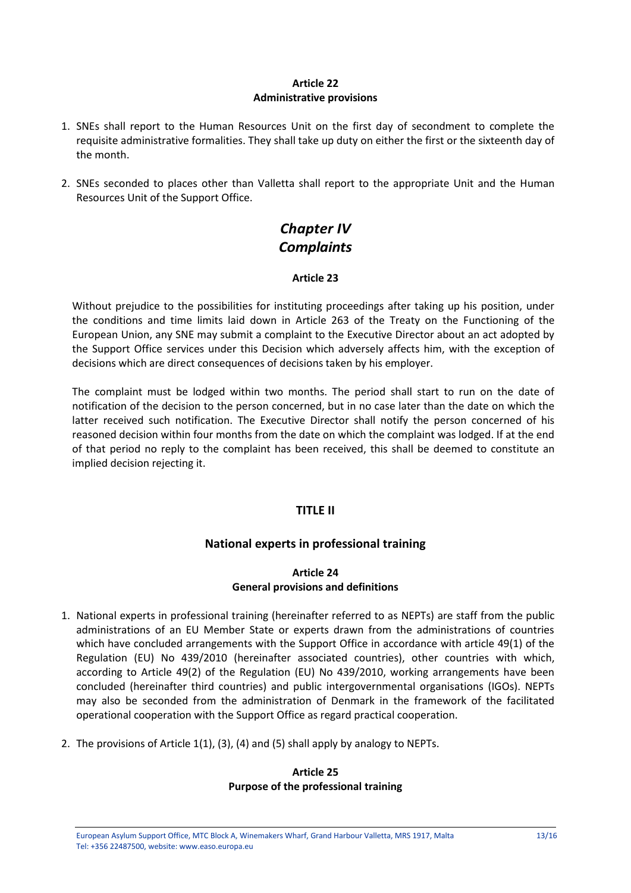### Article 22
### Administrative provisions

1. SNEs shall report to the Human Resources Unit on the first day of secondment to complete the requisite administrative formalities. They shall take up duty on either the first or the sixteenth day of the month.

2. SNEs seconded to places other than Valletta shall report to the appropriate Unit and the Human Resources Unit of the Support Office.

## *Chapter IV*
## *Complaints*

### Article 23

Without prejudice to the possibilities for instituting proceedings after taking up his position, under the conditions and time limits laid down in Article 263 of the Treaty on the Functioning of the European Union, any SNE may submit a complaint to the Executive Director about an act adopted by the Support Office services under this Decision which adversely affects him, with the exception of decisions which are direct consequences of decisions taken by his employer.

The complaint must be lodged within two months. The period shall start to run on the date of notification of the decision to the person concerned, but in no case later than the date on which the latter received such notification. The Executive Director shall notify the person concerned of his reasoned decision within four months from the date on which the complaint was lodged. If at the end of that period no reply to the complaint has been received, this shall be deemed to constitute an implied decision rejecting it.

## TITLE II

## National experts in professional training

### Article 24
### General provisions and definitions

1. National experts in professional training (hereinafter referred to as NEPTs) are staff from the public administrations of an EU Member State or experts drawn from the administrations of countries which have concluded arrangements with the Support Office in accordance with article 49(1) of the Regulation (EU) No 439/2010 (hereinafter associated countries), other countries with which, according to Article 49(2) of the Regulation (EU) No 439/2010, working arrangements have been concluded (hereinafter third countries) and public intergovernmental organisations (IGOs). NEPTs may also be seconded from the administration of Denmark in the framework of the facilitated operational cooperation with the Support Office as regard practical cooperation.

2. The provisions of Article 1(1), (3), (4) and (5) shall apply by analogy to NEPTs.

### Article 25
### Purpose of the professional training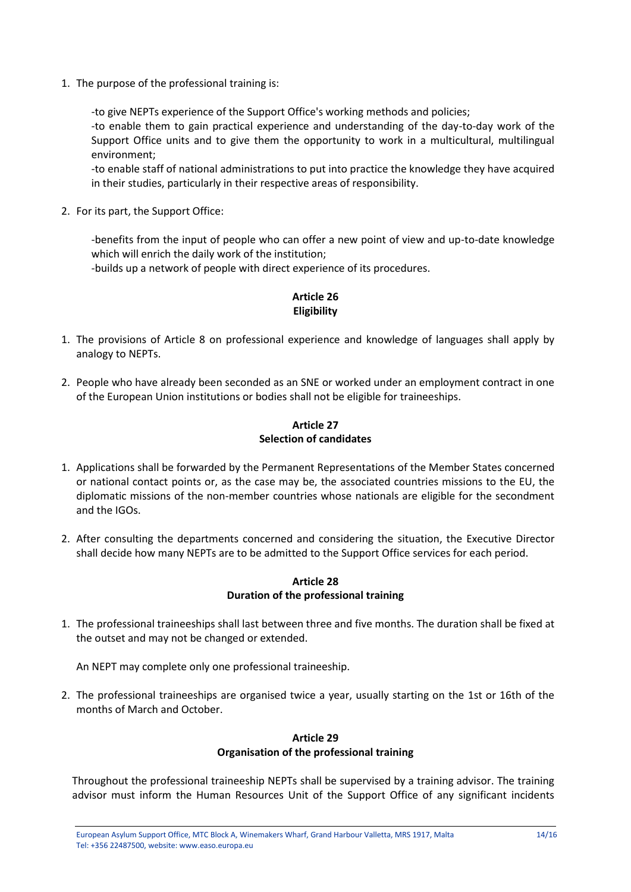1. The purpose of the professional training is:

   -to give NEPTs experience of the Support Office's working methods and policies;
   -to enable them to gain practical experience and understanding of the day-to-day work of the Support Office units and to give them the opportunity to work in a multicultural, multilingual environment;
   -to enable staff of national administrations to put into practice the knowledge they have acquired in their studies, particularly in their respective areas of responsibility.

2. For its part, the Support Office:

   -benefits from the input of people who can offer a new point of view and up-to-date knowledge which will enrich the daily work of the institution;
   -builds up a network of people with direct experience of its procedures.

**Article 26**
**Eligibility**

1. The provisions of Article 8 on professional experience and knowledge of languages shall apply by analogy to NEPTs.

2. People who have already been seconded as an SNE or worked under an employment contract in one of the European Union institutions or bodies shall not be eligible for traineeships.

**Article 27**
**Selection of candidates**

1. Applications shall be forwarded by the Permanent Representations of the Member States concerned or national contact points or, as the case may be, the associated countries missions to the EU, the diplomatic missions of the non-member countries whose nationals are eligible for the secondment and the IGOs.

2. After consulting the departments concerned and considering the situation, the Executive Director shall decide how many NEPTs are to be admitted to the Support Office services for each period.

**Article 28**
**Duration of the professional training**

1. The professional traineeships shall last between three and five months. The duration shall be fixed at the outset and may not be changed or extended.

   An NEPT may complete only one professional traineeship.

2. The professional traineeships are organised twice a year, usually starting on the 1st or 16th of the months of March and October.

**Article 29**
**Organisation of the professional training**

Throughout the professional traineeship NEPTs shall be supervised by a training advisor. The training advisor must inform the Human Resources Unit of the Support Office of any significant incidents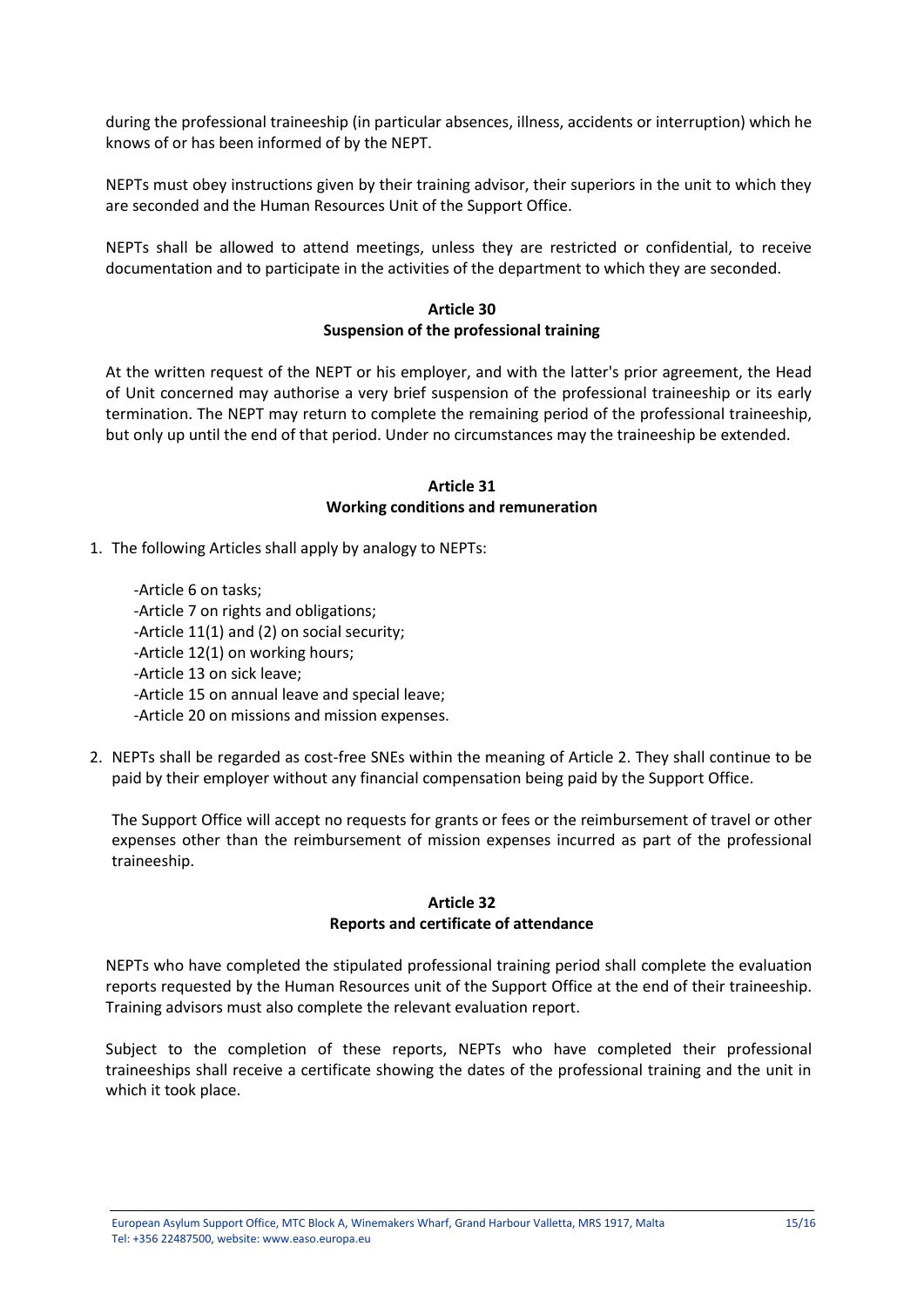during the professional traineeship (in particular absences, illness, accidents or interruption) which he knows of or has been informed of by the NEPT.

NEPTs must obey instructions given by their training advisor, their superiors in the unit to which they are seconded and the Human Resources Unit of the Support Office.

NEPTs shall be allowed to attend meetings, unless they are restricted or confidential, to receive documentation and to participate in the activities of the department to which they are seconded.

**Article 30**
**Suspension of the professional training**

At the written request of the NEPT or his employer, and with the latter's prior agreement, the Head of Unit concerned may authorise a very brief suspension of the professional traineeship or its early termination. The NEPT may return to complete the remaining period of the professional traineeship, but only up until the end of that period. Under no circumstances may the traineeship be extended.

**Article 31**
**Working conditions and remuneration**

1. The following Articles shall apply by analogy to NEPTs:

   -Article 6 on tasks;
   -Article 7 on rights and obligations;
   -Article 11(1) and (2) on social security;
   -Article 12(1) on working hours;
   -Article 13 on sick leave;
   -Article 15 on annual leave and special leave;
   -Article 20 on missions and mission expenses.

2. NEPTs shall be regarded as cost-free SNEs within the meaning of Article 2. They shall continue to be paid by their employer without any financial compensation being paid by the Support Office.

   The Support Office will accept no requests for grants or fees or the reimbursement of travel or other expenses other than the reimbursement of mission expenses incurred as part of the professional traineeship.

**Article 32**
**Reports and certificate of attendance**

NEPTs who have completed the stipulated professional training period shall complete the evaluation reports requested by the Human Resources unit of the Support Office at the end of their traineeship. Training advisors must also complete the relevant evaluation report.

Subject to the completion of these reports, NEPTs who have completed their professional traineeships shall receive a certificate showing the dates of the professional training and the unit in which it took place.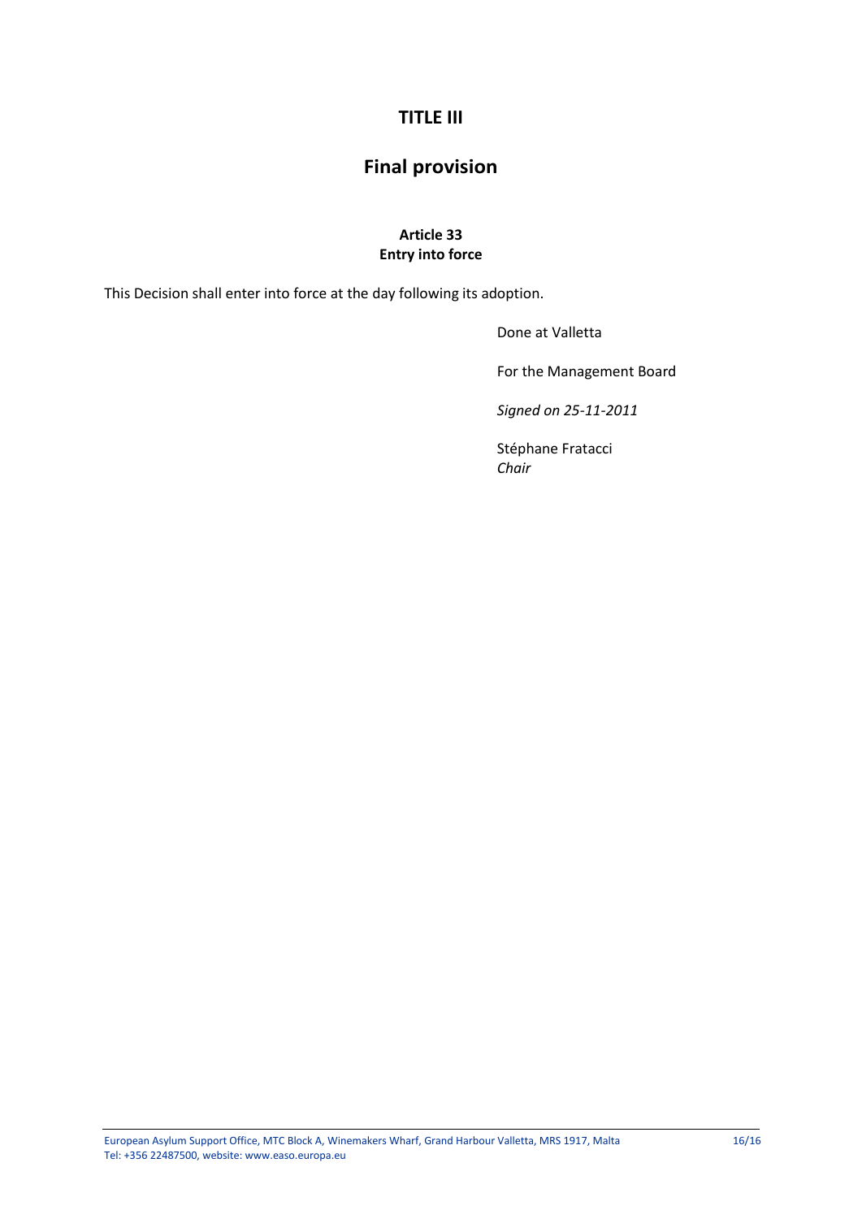# TITLE III

## Final provision

### Article 33
### Entry into force

This Decision shall enter into force at the day following its adoption.

Done at Valletta

For the Management Board

*Signed on 25-11-2011*

Stéphane Fratacci
*Chair*